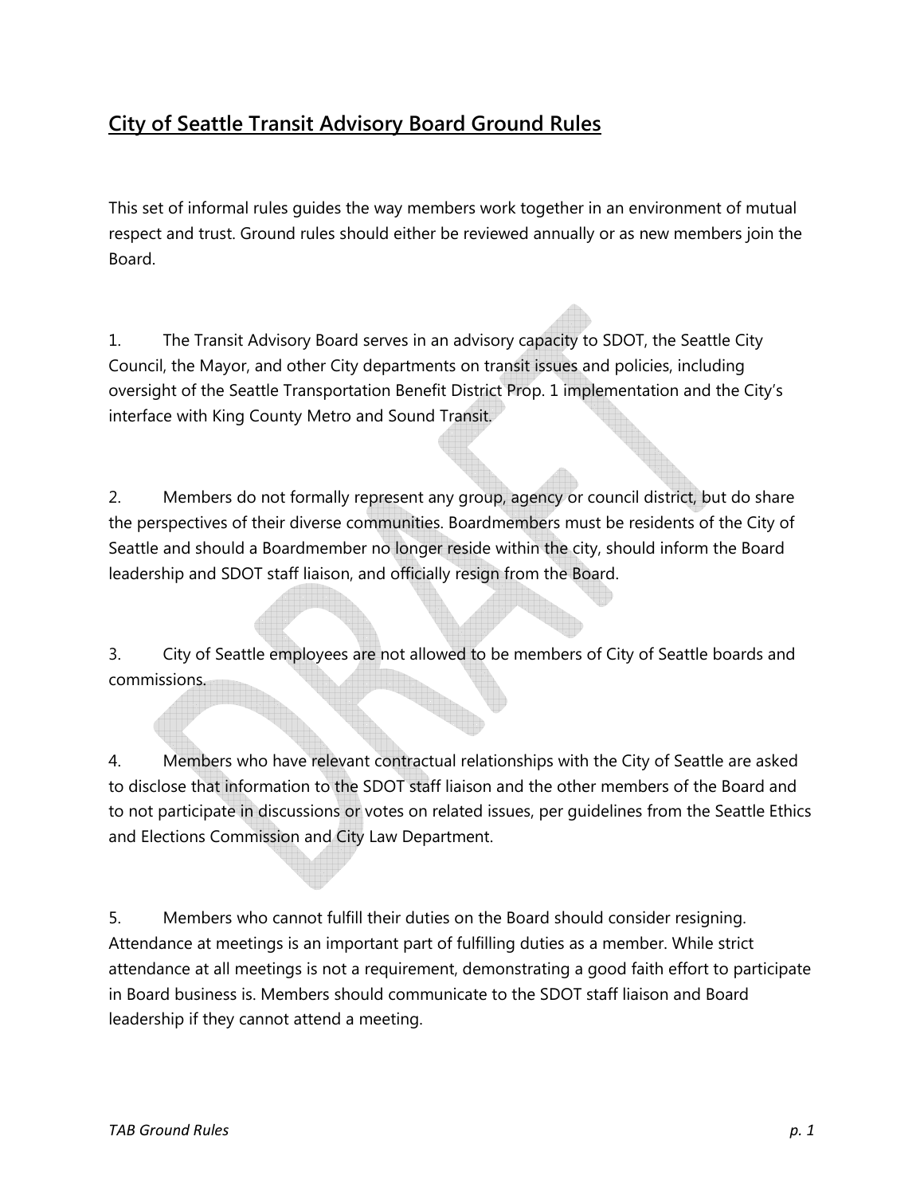# City of Seattle Transit Advisory Board Ground Rules

This set of informal rules guides the way members work together in an environment of mutual respect and trust. Ground rules should either be reviewed annually or as new members join the Board.

1. The Transit Advisory Board serves in an advisory capacity to SDOT, the Seattle City Council, the Mayor, and other City departments on transit issues and policies, including oversight of the Seattle Transportation Benefit District Prop. 1 implementation and the City's interface with King County Metro and Sound Transit.

2. Members do not formally represent any group, agency or council district, but do share the perspectives of their diverse communities. Boardmembers must be residents of the City of Seattle and should a Boardmember no longer reside within the city, should inform the Board leadership and SDOT staff liaison, and officially resign from the Board.

3. City of Seattle employees are not allowed to be members of City of Seattle boards and commissions.

4. Members who have relevant contractual relationships with the City of Seattle are asked to disclose that information to the SDOT staff liaison and the other members of the Board and to not participate in discussions or votes on related issues, per guidelines from the Seattle Ethics and Elections Commission and City Law Department.

5. Members who cannot fulfill their duties on the Board should consider resigning. Attendance at meetings is an important part of fulfilling duties as a member. While strict attendance at all meetings is not a requirement, demonstrating a good faith effort to participate in Board business is. Members should communicate to the SDOT staff liaison and Board leadership if they cannot attend a meeting.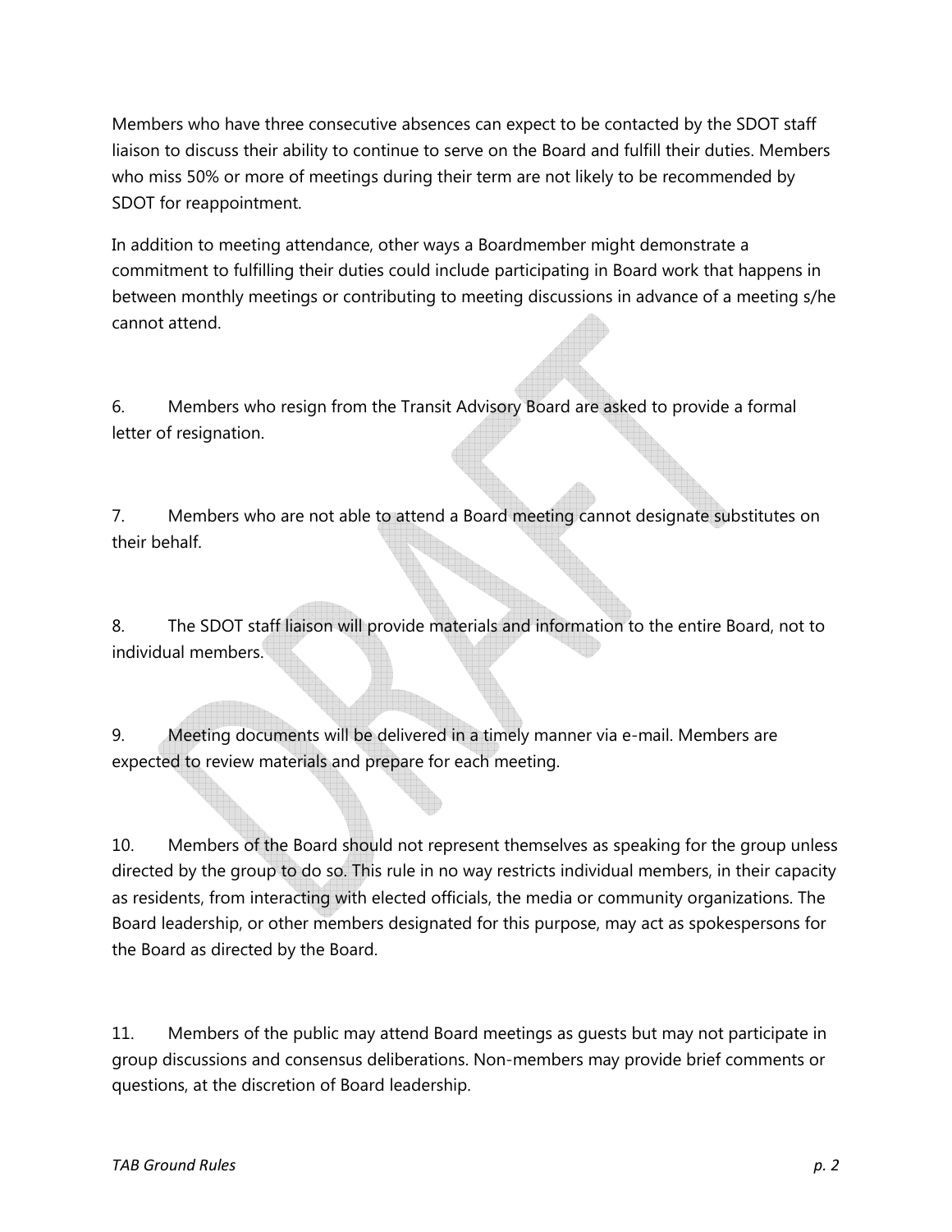Members who have three consecutive absences can expect to be contacted by the SDOT staff liaison to discuss their ability to continue to serve on the Board and fulfill their duties. Members who miss 50% or more of meetings during their term are not likely to be recommended by SDOT for reappointment.

In addition to meeting attendance, other ways a Boardmember might demonstrate a commitment to fulfilling their duties could include participating in Board work that happens in between monthly meetings or contributing to meeting discussions in advance of a meeting s/he cannot attend.

6. Members who resign from the Transit Advisory Board are asked to provide a formal letter of resignation.

7. Members who are not able to attend a Board meeting cannot designate substitutes on their behalf.

8. The SDOT staff liaison will provide materials and information to the entire Board, not to individual members.

9. Meeting documents will be delivered in a timely manner via e-mail. Members are expected to review materials and prepare for each meeting.

10. Members of the Board should not represent themselves as speaking for the group unless directed by the group to do so. This rule in no way restricts individual members, in their capacity as residents, from interacting with elected officials, the media or community organizations. The Board leadership, or other members designated for this purpose, may act as spokespersons for the Board as directed by the Board.

11. Members of the public may attend Board meetings as guests but may not participate in group discussions and consensus deliberations. Non-members may provide brief comments or questions, at the discretion of Board leadership.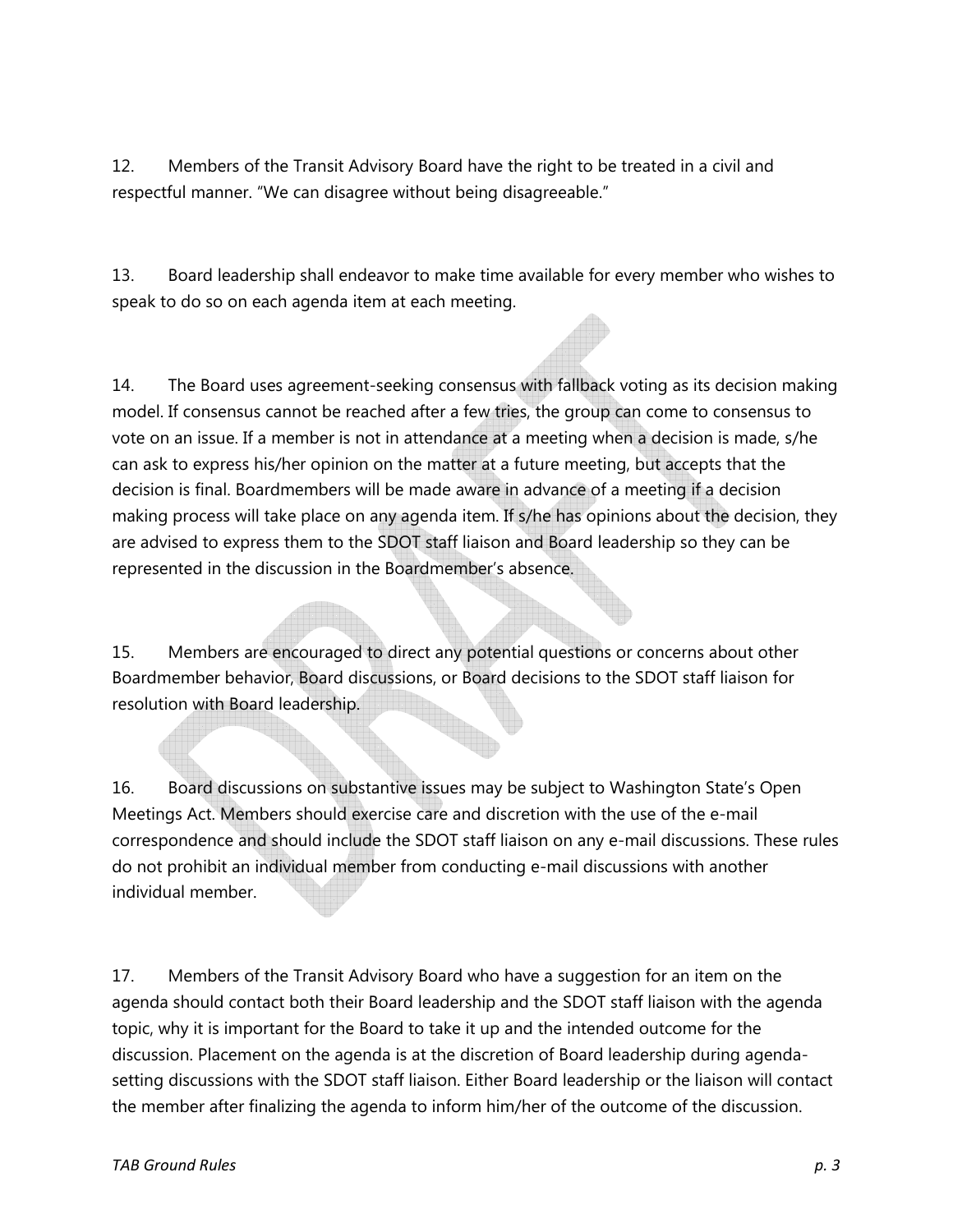12. Members of the Transit Advisory Board have the right to be treated in a civil and respectful manner. "We can disagree without being disagreeable."

13. Board leadership shall endeavor to make time available for every member who wishes to speak to do so on each agenda item at each meeting.

14. The Board uses agreement-seeking consensus with fallback voting as its decision making model. If consensus cannot be reached after a few tries, the group can come to consensus to vote on an issue. If a member is not in attendance at a meeting when a decision is made, s/he can ask to express his/her opinion on the matter at a future meeting, but accepts that the decision is final. Boardmembers will be made aware in advance of a meeting if a decision making process will take place on any agenda item. If s/he has opinions about the decision, they are advised to express them to the SDOT staff liaison and Board leadership so they can be represented in the discussion in the Boardmember's absence.

15. Members are encouraged to direct any potential questions or concerns about other Boardmember behavior, Board discussions, or Board decisions to the SDOT staff liaison for resolution with Board leadership.

16. Board discussions on substantive issues may be subject to Washington State's Open Meetings Act. Members should exercise care and discretion with the use of the e-mail correspondence and should include the SDOT staff liaison on any e-mail discussions. These rules do not prohibit an individual member from conducting e-mail discussions with another individual member.

17. Members of the Transit Advisory Board who have a suggestion for an item on the agenda should contact both their Board leadership and the SDOT staff liaison with the agenda topic, why it is important for the Board to take it up and the intended outcome for the discussion. Placement on the agenda is at the discretion of Board leadership during agenda-setting discussions with the SDOT staff liaison. Either Board leadership or the liaison will contact the member after finalizing the agenda to inform him/her of the outcome of the discussion.